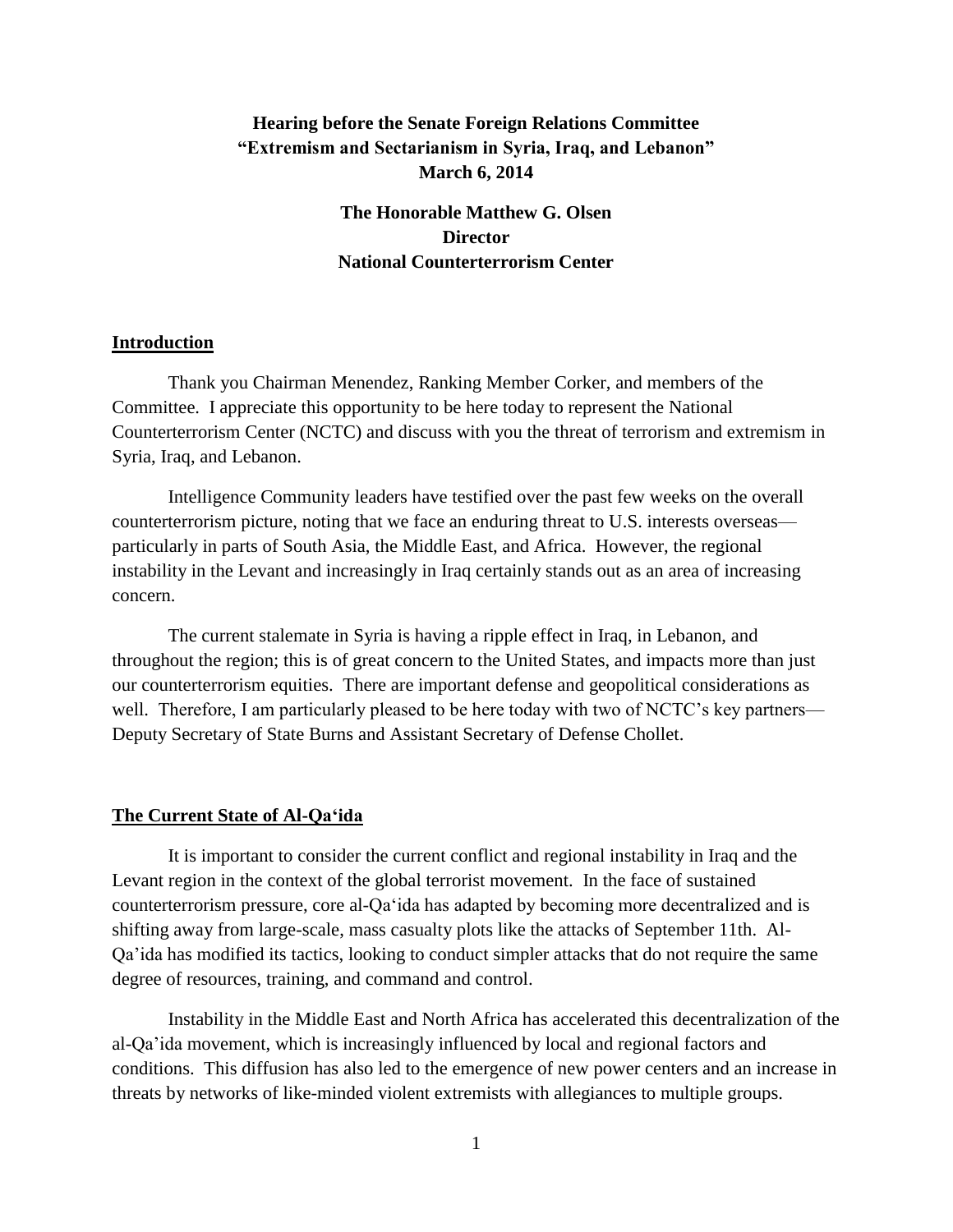**Hearing before the Senate Foreign Relations Committee**
**"Extremism and Sectarianism in Syria, Iraq, and Lebanon"**
**March 6, 2014**

**The Honorable Matthew G. Olsen**
**Director**
**National Counterterrorism Center**

## Introduction

Thank you Chairman Menendez, Ranking Member Corker, and members of the Committee. I appreciate this opportunity to be here today to represent the National Counterterrorism Center (NCTC) and discuss with you the threat of terrorism and extremism in Syria, Iraq, and Lebanon.

Intelligence Community leaders have testified over the past few weeks on the overall counterterrorism picture, noting that we face an enduring threat to U.S. interests overseas—particularly in parts of South Asia, the Middle East, and Africa. However, the regional instability in the Levant and increasingly in Iraq certainly stands out as an area of increasing concern.

The current stalemate in Syria is having a ripple effect in Iraq, in Lebanon, and throughout the region; this is of great concern to the United States, and impacts more than just our counterterrorism equities. There are important defense and geopolitical considerations as well. Therefore, I am particularly pleased to be here today with two of NCTC's key partners—Deputy Secretary of State Burns and Assistant Secretary of Defense Chollet.

## The Current State of Al-Qa'ida

It is important to consider the current conflict and regional instability in Iraq and the Levant region in the context of the global terrorist movement. In the face of sustained counterterrorism pressure, core al-Qa'ida has adapted by becoming more decentralized and is shifting away from large-scale, mass casualty plots like the attacks of September 11th. Al-Qa'ida has modified its tactics, looking to conduct simpler attacks that do not require the same degree of resources, training, and command and control.

Instability in the Middle East and North Africa has accelerated this decentralization of the al-Qa'ida movement, which is increasingly influenced by local and regional factors and conditions. This diffusion has also led to the emergence of new power centers and an increase in threats by networks of like-minded violent extremists with allegiances to multiple groups.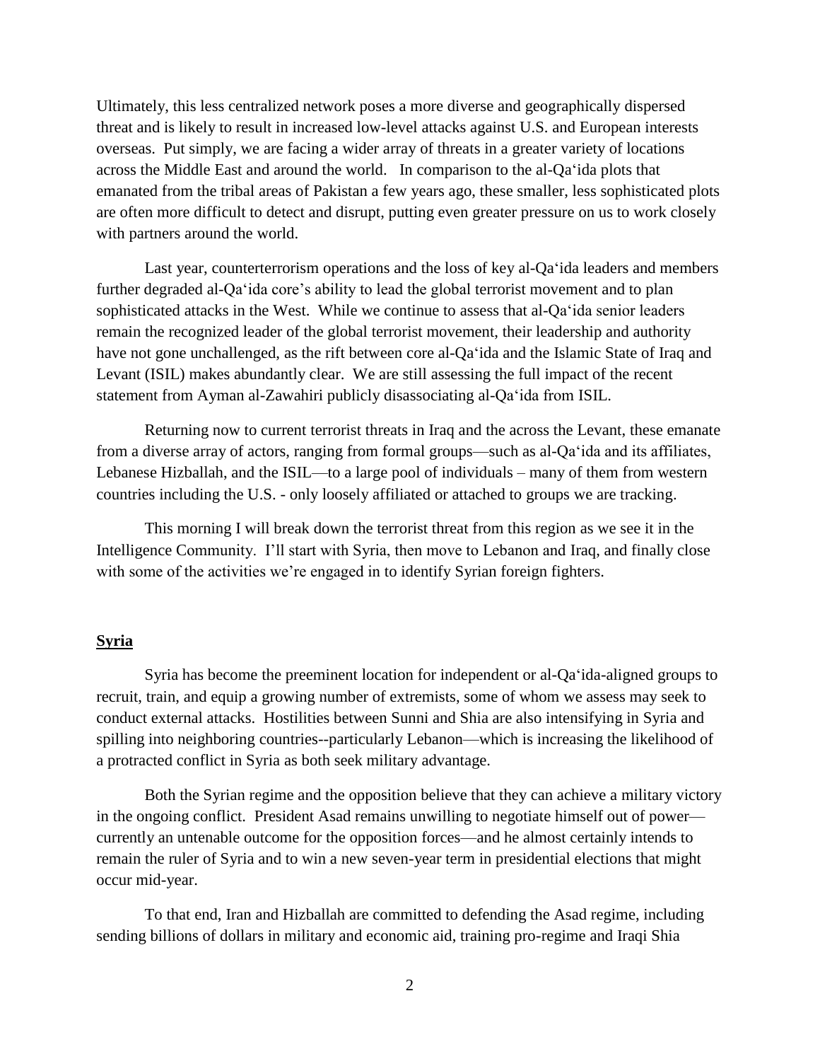Ultimately, this less centralized network poses a more diverse and geographically dispersed threat and is likely to result in increased low-level attacks against U.S. and European interests overseas. Put simply, we are facing a wider array of threats in a greater variety of locations across the Middle East and around the world. In comparison to the al-Qa'ida plots that emanated from the tribal areas of Pakistan a few years ago, these smaller, less sophisticated plots are often more difficult to detect and disrupt, putting even greater pressure on us to work closely with partners around the world.

Last year, counterterrorism operations and the loss of key al-Qa'ida leaders and members further degraded al-Qa'ida core's ability to lead the global terrorist movement and to plan sophisticated attacks in the West. While we continue to assess that al-Qa'ida senior leaders remain the recognized leader of the global terrorist movement, their leadership and authority have not gone unchallenged, as the rift between core al-Qa'ida and the Islamic State of Iraq and Levant (ISIL) makes abundantly clear. We are still assessing the full impact of the recent statement from Ayman al-Zawahiri publicly disassociating al-Qa'ida from ISIL.

Returning now to current terrorist threats in Iraq and the across the Levant, these emanate from a diverse array of actors, ranging from formal groups—such as al-Qa'ida and its affiliates, Lebanese Hizballah, and the ISIL—to a large pool of individuals – many of them from western countries including the U.S. - only loosely affiliated or attached to groups we are tracking.

This morning I will break down the terrorist threat from this region as we see it in the Intelligence Community. I'll start with Syria, then move to Lebanon and Iraq, and finally close with some of the activities we're engaged in to identify Syrian foreign fighters.

## Syria

Syria has become the preeminent location for independent or al-Qa'ida-aligned groups to recruit, train, and equip a growing number of extremists, some of whom we assess may seek to conduct external attacks. Hostilities between Sunni and Shia are also intensifying in Syria and spilling into neighboring countries--particularly Lebanon—which is increasing the likelihood of a protracted conflict in Syria as both seek military advantage.

Both the Syrian regime and the opposition believe that they can achieve a military victory in the ongoing conflict. President Asad remains unwilling to negotiate himself out of power—currently an untenable outcome for the opposition forces—and he almost certainly intends to remain the ruler of Syria and to win a new seven-year term in presidential elections that might occur mid-year.

To that end, Iran and Hizballah are committed to defending the Asad regime, including sending billions of dollars in military and economic aid, training pro-regime and Iraqi Shia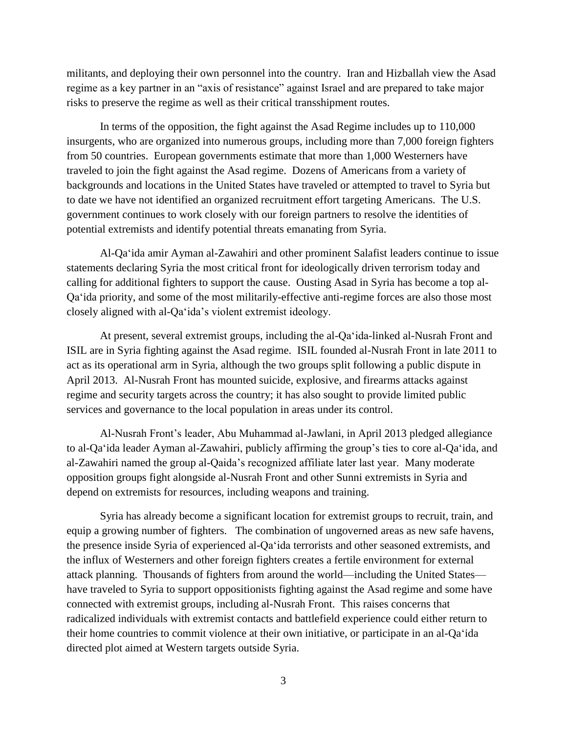militants, and deploying their own personnel into the country. Iran and Hizballah view the Asad regime as a key partner in an "axis of resistance" against Israel and are prepared to take major risks to preserve the regime as well as their critical transshipment routes.

In terms of the opposition, the fight against the Asad Regime includes up to 110,000 insurgents, who are organized into numerous groups, including more than 7,000 foreign fighters from 50 countries. European governments estimate that more than 1,000 Westerners have traveled to join the fight against the Asad regime. Dozens of Americans from a variety of backgrounds and locations in the United States have traveled or attempted to travel to Syria but to date we have not identified an organized recruitment effort targeting Americans. The U.S. government continues to work closely with our foreign partners to resolve the identities of potential extremists and identify potential threats emanating from Syria.

Al-Qa'ida amir Ayman al-Zawahiri and other prominent Salafist leaders continue to issue statements declaring Syria the most critical front for ideologically driven terrorism today and calling for additional fighters to support the cause. Ousting Asad in Syria has become a top al-Qa'ida priority, and some of the most militarily-effective anti-regime forces are also those most closely aligned with al-Qa'ida's violent extremist ideology.

At present, several extremist groups, including the al-Qa'ida-linked al-Nusrah Front and ISIL are in Syria fighting against the Asad regime. ISIL founded al-Nusrah Front in late 2011 to act as its operational arm in Syria, although the two groups split following a public dispute in April 2013. Al-Nusrah Front has mounted suicide, explosive, and firearms attacks against regime and security targets across the country; it has also sought to provide limited public services and governance to the local population in areas under its control.

Al-Nusrah Front's leader, Abu Muhammad al-Jawlani, in April 2013 pledged allegiance to al-Qa'ida leader Ayman al-Zawahiri, publicly affirming the group's ties to core al-Qa'ida, and al-Zawahiri named the group al-Qaida's recognized affiliate later last year. Many moderate opposition groups fight alongside al-Nusrah Front and other Sunni extremists in Syria and depend on extremists for resources, including weapons and training.

Syria has already become a significant location for extremist groups to recruit, train, and equip a growing number of fighters. The combination of ungoverned areas as new safe havens, the presence inside Syria of experienced al-Qa'ida terrorists and other seasoned extremists, and the influx of Westerners and other foreign fighters creates a fertile environment for external attack planning. Thousands of fighters from around the world—including the United States—have traveled to Syria to support oppositionists fighting against the Asad regime and some have connected with extremist groups, including al-Nusrah Front. This raises concerns that radicalized individuals with extremist contacts and battlefield experience could either return to their home countries to commit violence at their own initiative, or participate in an al-Qa'ida directed plot aimed at Western targets outside Syria.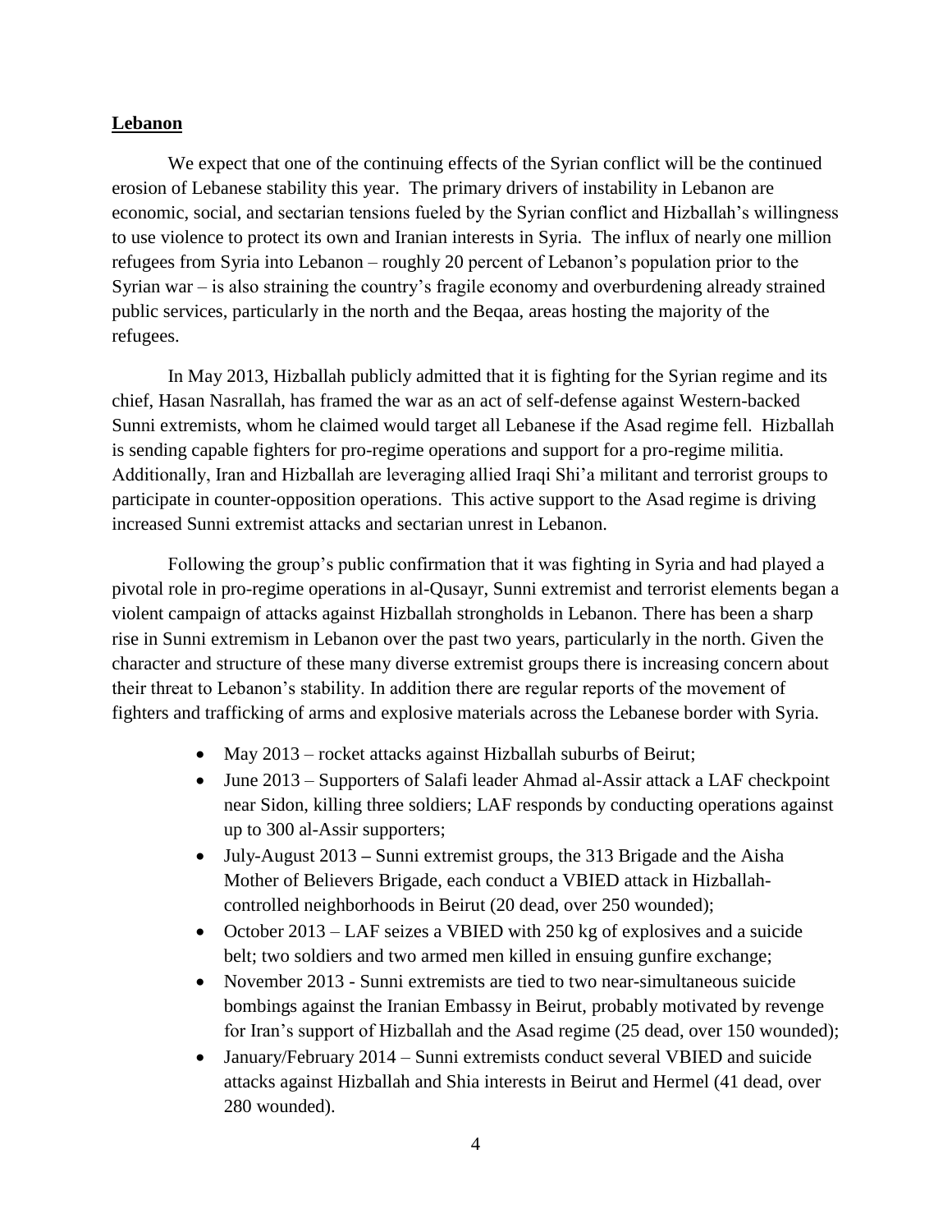## Lebanon

We expect that one of the continuing effects of the Syrian conflict will be the continued erosion of Lebanese stability this year. The primary drivers of instability in Lebanon are economic, social, and sectarian tensions fueled by the Syrian conflict and Hizballah's willingness to use violence to protect its own and Iranian interests in Syria. The influx of nearly one million refugees from Syria into Lebanon – roughly 20 percent of Lebanon's population prior to the Syrian war – is also straining the country's fragile economy and overburdening already strained public services, particularly in the north and the Beqaa, areas hosting the majority of the refugees.

In May 2013, Hizballah publicly admitted that it is fighting for the Syrian regime and its chief, Hasan Nasrallah, has framed the war as an act of self-defense against Western-backed Sunni extremists, whom he claimed would target all Lebanese if the Asad regime fell. Hizballah is sending capable fighters for pro-regime operations and support for a pro-regime militia. Additionally, Iran and Hizballah are leveraging allied Iraqi Shi'a militant and terrorist groups to participate in counter-opposition operations. This active support to the Asad regime is driving increased Sunni extremist attacks and sectarian unrest in Lebanon.

Following the group's public confirmation that it was fighting in Syria and had played a pivotal role in pro-regime operations in al-Qusayr, Sunni extremist and terrorist elements began a violent campaign of attacks against Hizballah strongholds in Lebanon. There has been a sharp rise in Sunni extremism in Lebanon over the past two years, particularly in the north. Given the character and structure of these many diverse extremist groups there is increasing concern about their threat to Lebanon's stability. In addition there are regular reports of the movement of fighters and trafficking of arms and explosive materials across the Lebanese border with Syria.

- May 2013 – rocket attacks against Hizballah suburbs of Beirut;
- June 2013 – Supporters of Salafi leader Ahmad al-Assir attack a LAF checkpoint near Sidon, killing three soldiers; LAF responds by conducting operations against up to 300 al-Assir supporters;
- July-August 2013 **–** Sunni extremist groups, the 313 Brigade and the Aisha Mother of Believers Brigade, each conduct a VBIED attack in Hizballah-controlled neighborhoods in Beirut (20 dead, over 250 wounded);
- October 2013 – LAF seizes a VBIED with 250 kg of explosives and a suicide belt; two soldiers and two armed men killed in ensuing gunfire exchange;
- November 2013 - Sunni extremists are tied to two near-simultaneous suicide bombings against the Iranian Embassy in Beirut, probably motivated by revenge for Iran's support of Hizballah and the Asad regime (25 dead, over 150 wounded);
- January/February 2014 – Sunni extremists conduct several VBIED and suicide attacks against Hizballah and Shia interests in Beirut and Hermel (41 dead, over 280 wounded).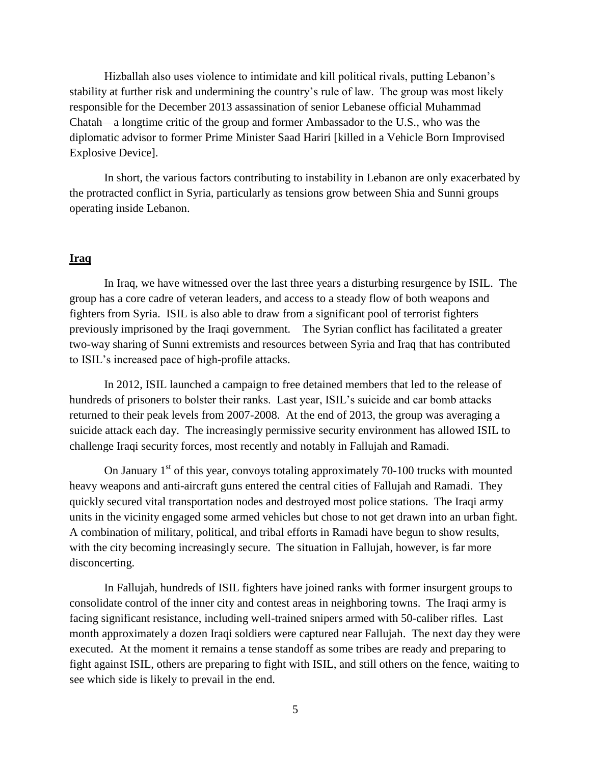Hizballah also uses violence to intimidate and kill political rivals, putting Lebanon's stability at further risk and undermining the country's rule of law. The group was most likely responsible for the December 2013 assassination of senior Lebanese official Muhammad Chatah—a longtime critic of the group and former Ambassador to the U.S., who was the diplomatic advisor to former Prime Minister Saad Hariri [killed in a Vehicle Born Improvised Explosive Device].

In short, the various factors contributing to instability in Lebanon are only exacerbated by the protracted conflict in Syria, particularly as tensions grow between Shia and Sunni groups operating inside Lebanon.

## **Iraq**

In Iraq, we have witnessed over the last three years a disturbing resurgence by ISIL. The group has a core cadre of veteran leaders, and access to a steady flow of both weapons and fighters from Syria. ISIL is also able to draw from a significant pool of terrorist fighters previously imprisoned by the Iraqi government. The Syrian conflict has facilitated a greater two-way sharing of Sunni extremists and resources between Syria and Iraq that has contributed to ISIL's increased pace of high-profile attacks.

In 2012, ISIL launched a campaign to free detained members that led to the release of hundreds of prisoners to bolster their ranks. Last year, ISIL's suicide and car bomb attacks returned to their peak levels from 2007-2008. At the end of 2013, the group was averaging a suicide attack each day. The increasingly permissive security environment has allowed ISIL to challenge Iraqi security forces, most recently and notably in Fallujah and Ramadi.

On January 1st of this year, convoys totaling approximately 70-100 trucks with mounted heavy weapons and anti-aircraft guns entered the central cities of Fallujah and Ramadi. They quickly secured vital transportation nodes and destroyed most police stations. The Iraqi army units in the vicinity engaged some armed vehicles but chose to not get drawn into an urban fight. A combination of military, political, and tribal efforts in Ramadi have begun to show results, with the city becoming increasingly secure. The situation in Fallujah, however, is far more disconcerting.

In Fallujah, hundreds of ISIL fighters have joined ranks with former insurgent groups to consolidate control of the inner city and contest areas in neighboring towns. The Iraqi army is facing significant resistance, including well-trained snipers armed with 50-caliber rifles. Last month approximately a dozen Iraqi soldiers were captured near Fallujah. The next day they were executed. At the moment it remains a tense standoff as some tribes are ready and preparing to fight against ISIL, others are preparing to fight with ISIL, and still others on the fence, waiting to see which side is likely to prevail in the end.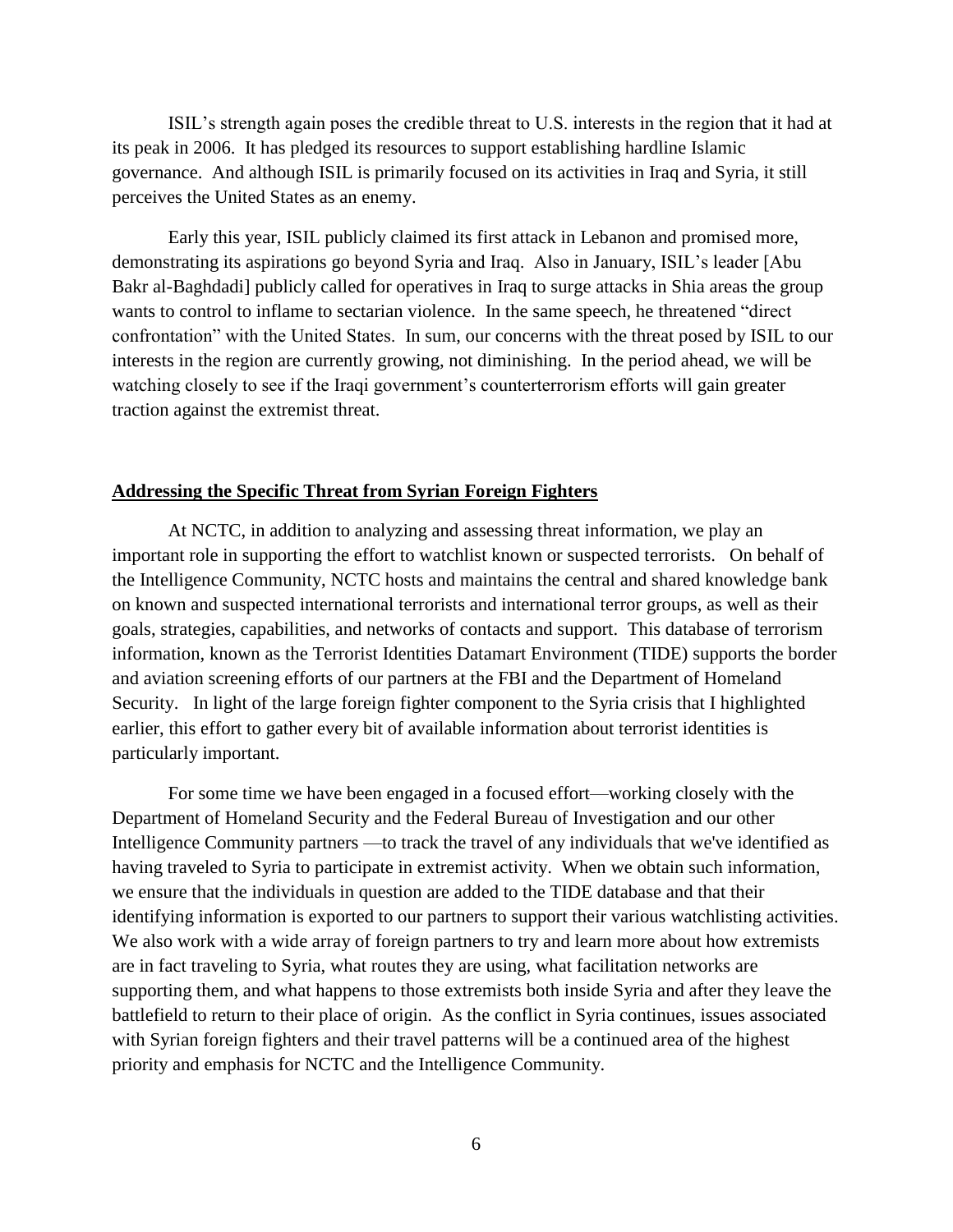ISIL's strength again poses the credible threat to U.S. interests in the region that it had at its peak in 2006. It has pledged its resources to support establishing hardline Islamic governance. And although ISIL is primarily focused on its activities in Iraq and Syria, it still perceives the United States as an enemy.

Early this year, ISIL publicly claimed its first attack in Lebanon and promised more, demonstrating its aspirations go beyond Syria and Iraq. Also in January, ISIL's leader [Abu Bakr al-Baghdadi] publicly called for operatives in Iraq to surge attacks in Shia areas the group wants to control to inflame to sectarian violence. In the same speech, he threatened "direct confrontation" with the United States. In sum, our concerns with the threat posed by ISIL to our interests in the region are currently growing, not diminishing. In the period ahead, we will be watching closely to see if the Iraqi government's counterterrorism efforts will gain greater traction against the extremist threat.

## Addressing the Specific Threat from Syrian Foreign Fighters

At NCTC, in addition to analyzing and assessing threat information, we play an important role in supporting the effort to watchlist known or suspected terrorists. On behalf of the Intelligence Community, NCTC hosts and maintains the central and shared knowledge bank on known and suspected international terrorists and international terror groups, as well as their goals, strategies, capabilities, and networks of contacts and support. This database of terrorism information, known as the Terrorist Identities Datamart Environment (TIDE) supports the border and aviation screening efforts of our partners at the FBI and the Department of Homeland Security. In light of the large foreign fighter component to the Syria crisis that I highlighted earlier, this effort to gather every bit of available information about terrorist identities is particularly important.

For some time we have been engaged in a focused effort—working closely with the Department of Homeland Security and the Federal Bureau of Investigation and our other Intelligence Community partners —to track the travel of any individuals that we've identified as having traveled to Syria to participate in extremist activity. When we obtain such information, we ensure that the individuals in question are added to the TIDE database and that their identifying information is exported to our partners to support their various watchlisting activities. We also work with a wide array of foreign partners to try and learn more about how extremists are in fact traveling to Syria, what routes they are using, what facilitation networks are supporting them, and what happens to those extremists both inside Syria and after they leave the battlefield to return to their place of origin. As the conflict in Syria continues, issues associated with Syrian foreign fighters and their travel patterns will be a continued area of the highest priority and emphasis for NCTC and the Intelligence Community.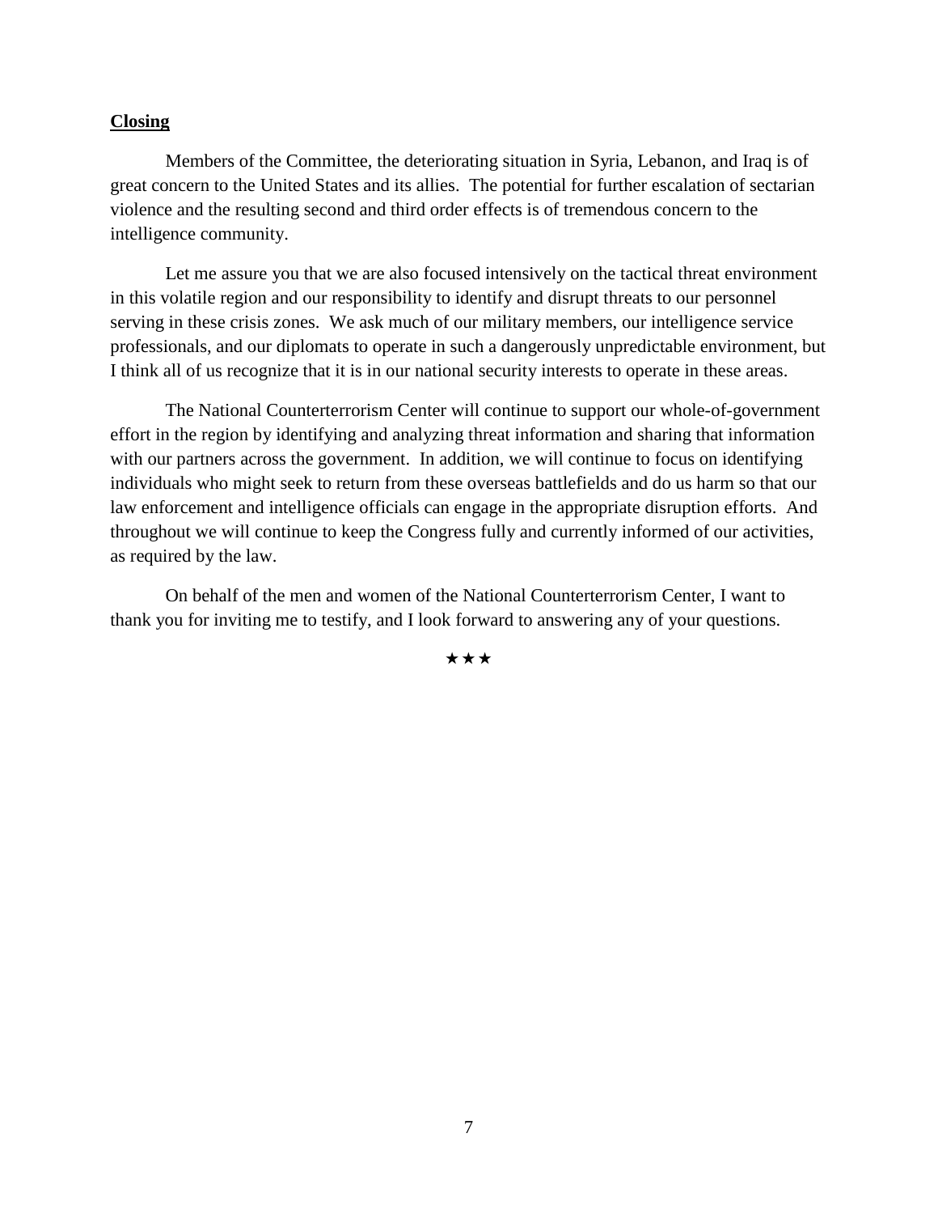## Closing

Members of the Committee, the deteriorating situation in Syria, Lebanon, and Iraq is of great concern to the United States and its allies. The potential for further escalation of sectarian violence and the resulting second and third order effects is of tremendous concern to the intelligence community.

Let me assure you that we are also focused intensively on the tactical threat environment in this volatile region and our responsibility to identify and disrupt threats to our personnel serving in these crisis zones. We ask much of our military members, our intelligence service professionals, and our diplomats to operate in such a dangerously unpredictable environment, but I think all of us recognize that it is in our national security interests to operate in these areas.

The National Counterterrorism Center will continue to support our whole-of-government effort in the region by identifying and analyzing threat information and sharing that information with our partners across the government. In addition, we will continue to focus on identifying individuals who might seek to return from these overseas battlefields and do us harm so that our law enforcement and intelligence officials can engage in the appropriate disruption efforts. And throughout we will continue to keep the Congress fully and currently informed of our activities, as required by the law.

On behalf of the men and women of the National Counterterrorism Center, I want to thank you for inviting me to testify, and I look forward to answering any of your questions.

★★★